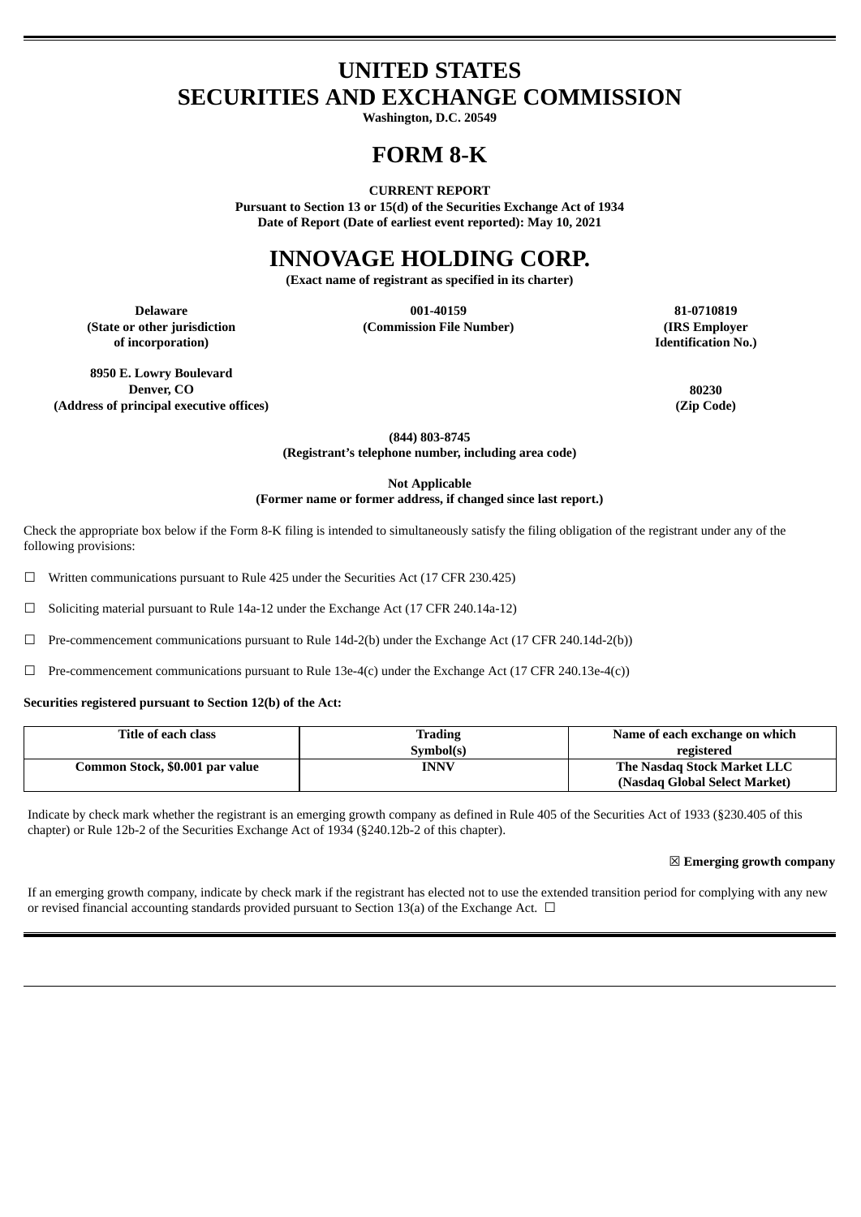# UNITED STATES
# SECURITIES AND EXCHANGE COMMISSION

**Washington, D.C. 20549**

# FORM 8-K

**CURRENT REPORT**

**Pursuant to Section 13 or 15(d) of the Securities Exchange Act of 1934**

**Date of Report (Date of earliest event reported): May 10, 2021**

# INNOVAGE HOLDING CORP.

**(Exact name of registrant as specified in its charter)**

| Delaware | 001-40159 | 81-0710819 |
|---|---|---|
| (State or other jurisdiction of incorporation) | (Commission File Number) | (IRS Employer Identification No.) |

| 8950 E. Lowry Boulevard Denver, CO | 80230 |
|---|---|
| (Address of principal executive offices) | (Zip Code) |

**(844) 803-8745**

**(Registrant's telephone number, including area code)**

**Not Applicable**

**(Former name or former address, if changed since last report.)**

Check the appropriate box below if the Form 8-K filing is intended to simultaneously satisfy the filing obligation of the registrant under any of the following provisions:

☐ Written communications pursuant to Rule 425 under the Securities Act (17 CFR 230.425)

☐ Soliciting material pursuant to Rule 14a-12 under the Exchange Act (17 CFR 240.14a-12)

☐ Pre-commencement communications pursuant to Rule 14d-2(b) under the Exchange Act (17 CFR 240.14d-2(b))

☐ Pre-commencement communications pursuant to Rule 13e-4(c) under the Exchange Act (17 CFR 240.13e-4(c))

**Securities registered pursuant to Section 12(b) of the Act:**

| Title of each class | Trading Symbol(s) | Name of each exchange on which registered |
|---|---|---|
| Common Stock, $0.001 par value | INNV | The Nasdaq Stock Market LLC (Nasdaq Global Select Market) |

Indicate by check mark whether the registrant is an emerging growth company as defined in Rule 405 of the Securities Act of 1933 (§230.405 of this chapter) or Rule 12b-2 of the Securities Exchange Act of 1934 (§240.12b-2 of this chapter).

☒ **Emerging growth company**

If an emerging growth company, indicate by check mark if the registrant has elected not to use the extended transition period for complying with any new or revised financial accounting standards provided pursuant to Section 13(a) of the Exchange Act. ☐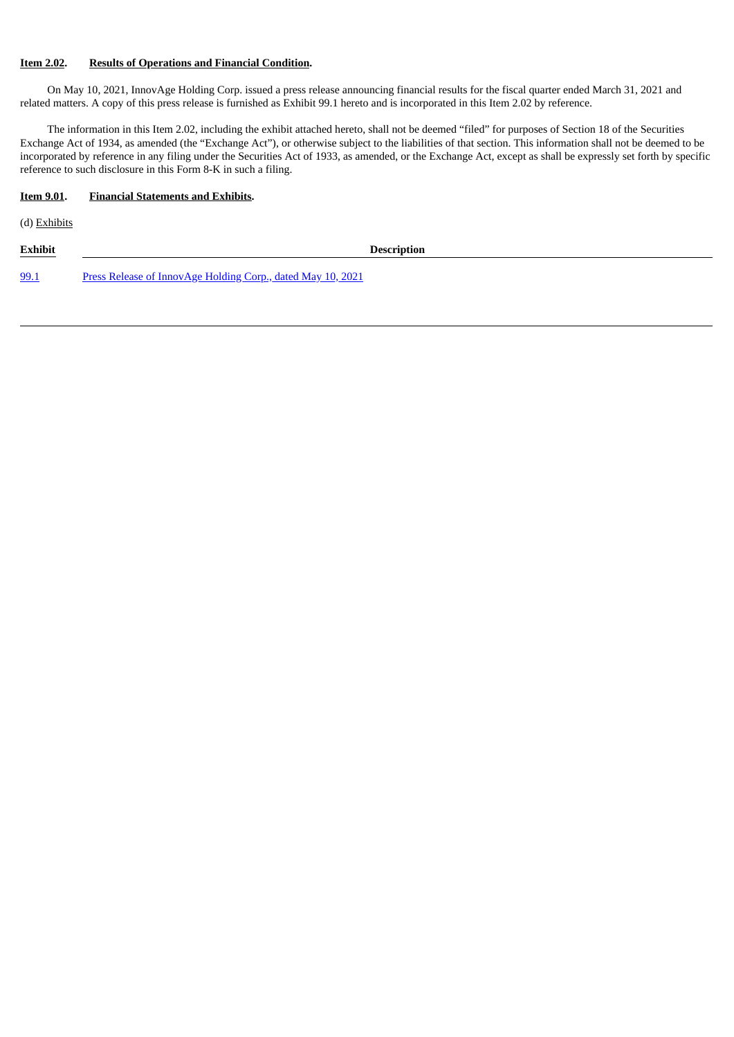**Item 2.02. Results of Operations and Financial Condition.**

On May 10, 2021, InnovAge Holding Corp. issued a press release announcing financial results for the fiscal quarter ended March 31, 2021 and related matters. A copy of this press release is furnished as Exhibit 99.1 hereto and is incorporated in this Item 2.02 by reference.

The information in this Item 2.02, including the exhibit attached hereto, shall not be deemed "filed" for purposes of Section 18 of the Securities Exchange Act of 1934, as amended (the "Exchange Act"), or otherwise subject to the liabilities of that section. This information shall not be deemed to be incorporated by reference in any filing under the Securities Act of 1933, as amended, or the Exchange Act, except as shall be expressly set forth by specific reference to such disclosure in this Form 8-K in such a filing.

**Item 9.01. Financial Statements and Exhibits.**

(d) Exhibits

| Exhibit | Description |
|---|---|
| 99.1 | Press Release of InnovAge Holding Corp., dated May 10, 2021 |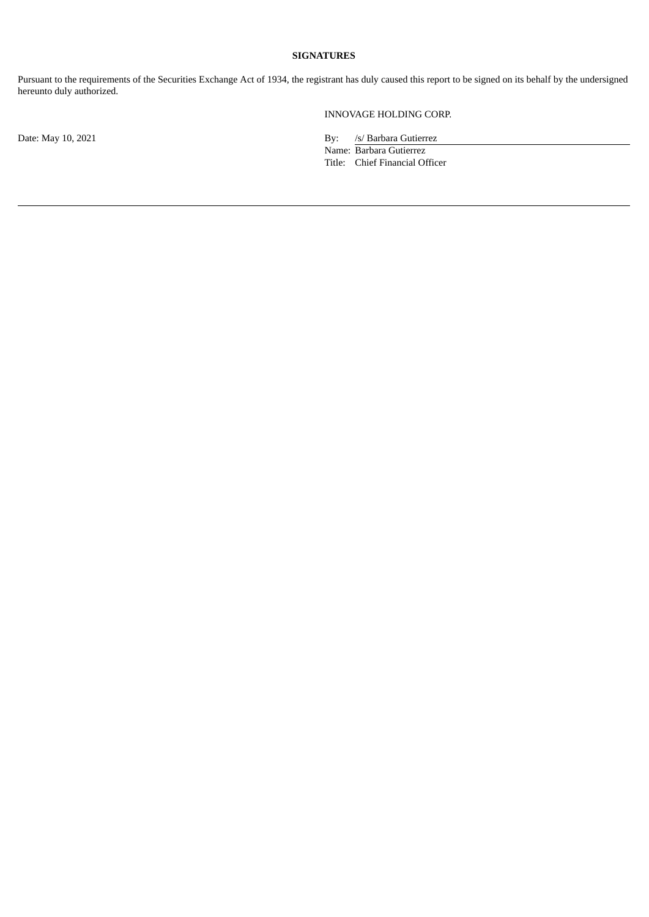**SIGNATURES**

Pursuant to the requirements of the Securities Exchange Act of 1934, the registrant has duly caused this report to be signed on its behalf by the undersigned hereunto duly authorized.

INNOVAGE HOLDING CORP.

Date: May 10, 2021

By: /s/ Barbara Gutierrez
Name: Barbara Gutierrez
Title: Chief Financial Officer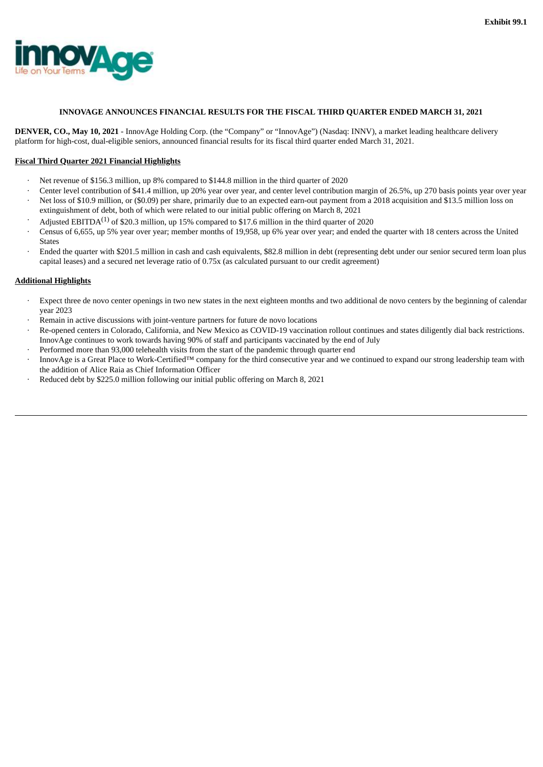Exhibit 99.1

**INNOVAGE ANNOUNCES FINANCIAL RESULTS FOR THE FISCAL THIRD QUARTER ENDED MARCH 31, 2021**

**DENVER, CO., May 10, 2021** - InnovAge Holding Corp. (the "Company" or "InnovAge") (Nasdaq: INNV), a market leading healthcare delivery platform for high-cost, dual-eligible seniors, announced financial results for its fiscal third quarter ended March 31, 2021.

**Fiscal Third Quarter 2021 Financial Highlights**

- Net revenue of $156.3 million, up 8% compared to $144.8 million in the third quarter of 2020
- Center level contribution of $41.4 million, up 20% year over year, and center level contribution margin of 26.5%, up 270 basis points year over year
- Net loss of $10.9 million, or ($0.09) per share, primarily due to an expected earn-out payment from a 2018 acquisition and $13.5 million loss on extinguishment of debt, both of which were related to our initial public offering on March 8, 2021
- Adjusted EBITDA(1) of $20.3 million, up 15% compared to $17.6 million in the third quarter of 2020
- Census of 6,655, up 5% year over year; member months of 19,958, up 6% year over year; and ended the quarter with 18 centers across the United States
- Ended the quarter with $201.5 million in cash and cash equivalents, $82.8 million in debt (representing debt under our senior secured term loan plus capital leases) and a secured net leverage ratio of 0.75x (as calculated pursuant to our credit agreement)

**Additional Highlights**

- Expect three de novo center openings in two new states in the next eighteen months and two additional de novo centers by the beginning of calendar year 2023
- Remain in active discussions with joint-venture partners for future de novo locations
- Re-opened centers in Colorado, California, and New Mexico as COVID-19 vaccination rollout continues and states diligently dial back restrictions. InnovAge continues to work towards having 90% of staff and participants vaccinated by the end of July
- Performed more than 93,000 telehealth visits from the start of the pandemic through quarter end
- InnovAge is a Great Place to Work-Certified™ company for the third consecutive year and we continued to expand our strong leadership team with the addition of Alice Raia as Chief Information Officer
- Reduced debt by $225.0 million following our initial public offering on March 8, 2021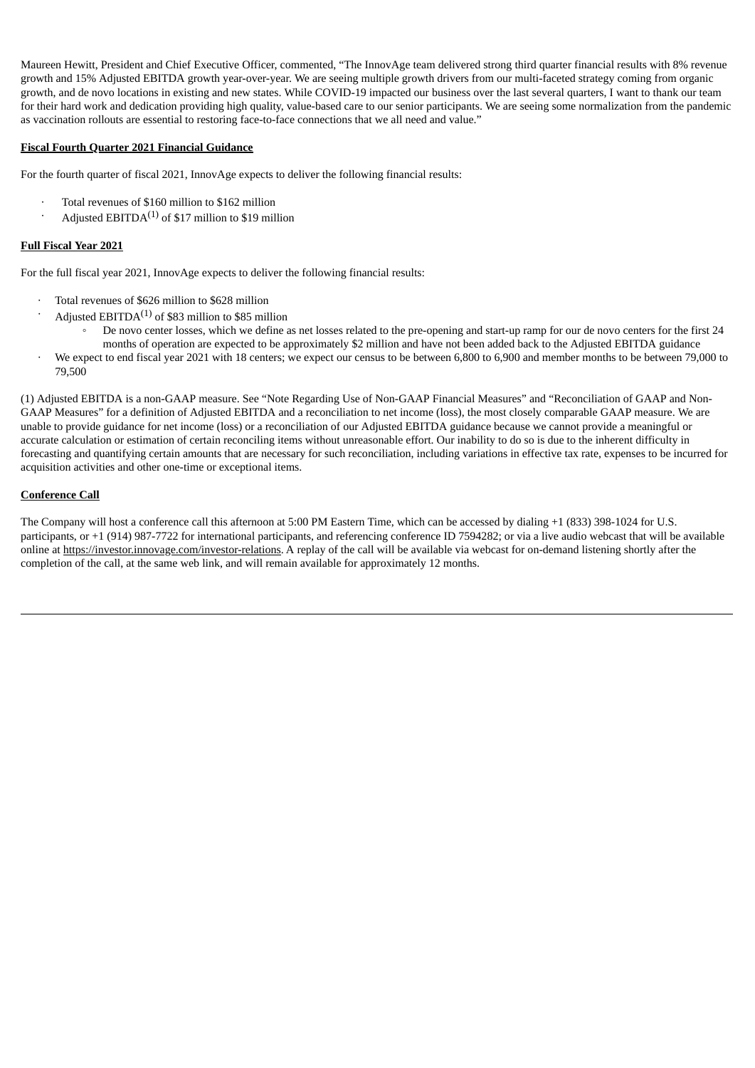Maureen Hewitt, President and Chief Executive Officer, commented, "The InnovAge team delivered strong third quarter financial results with 8% revenue growth and 15% Adjusted EBITDA growth year-over-year. We are seeing multiple growth drivers from our multi-faceted strategy coming from organic growth, and de novo locations in existing and new states. While COVID-19 impacted our business over the last several quarters, I want to thank our team for their hard work and dedication providing high quality, value-based care to our senior participants. We are seeing some normalization from the pandemic as vaccination rollouts are essential to restoring face-to-face connections that we all need and value."

**Fiscal Fourth Quarter 2021 Financial Guidance**

For the fourth quarter of fiscal 2021, InnovAge expects to deliver the following financial results:

- Total revenues of $160 million to $162 million
- Adjusted EBITDA(1) of $17 million to $19 million

**Full Fiscal Year 2021**

For the full fiscal year 2021, InnovAge expects to deliver the following financial results:

- Total revenues of $626 million to $628 million
- Adjusted EBITDA(1) of $83 million to $85 million
  - De novo center losses, which we define as net losses related to the pre-opening and start-up ramp for our de novo centers for the first 24 months of operation are expected to be approximately $2 million and have not been added back to the Adjusted EBITDA guidance
- We expect to end fiscal year 2021 with 18 centers; we expect our census to be between 6,800 to 6,900 and member months to be between 79,000 to 79,500

(1) Adjusted EBITDA is a non-GAAP measure. See "Note Regarding Use of Non-GAAP Financial Measures" and "Reconciliation of GAAP and Non-GAAP Measures" for a definition of Adjusted EBITDA and a reconciliation to net income (loss), the most closely comparable GAAP measure. We are unable to provide guidance for net income (loss) or a reconciliation of our Adjusted EBITDA guidance because we cannot provide a meaningful or accurate calculation or estimation of certain reconciling items without unreasonable effort. Our inability to do so is due to the inherent difficulty in forecasting and quantifying certain amounts that are necessary for such reconciliation, including variations in effective tax rate, expenses to be incurred for acquisition activities and other one-time or exceptional items.

**Conference Call**

The Company will host a conference call this afternoon at 5:00 PM Eastern Time, which can be accessed by dialing +1 (833) 398-1024 for U.S. participants, or +1 (914) 987-7722 for international participants, and referencing conference ID 7594282; or via a live audio webcast that will be available online at https://investor.innovage.com/investor-relations. A replay of the call will be available via webcast for on-demand listening shortly after the completion of the call, at the same web link, and will remain available for approximately 12 months.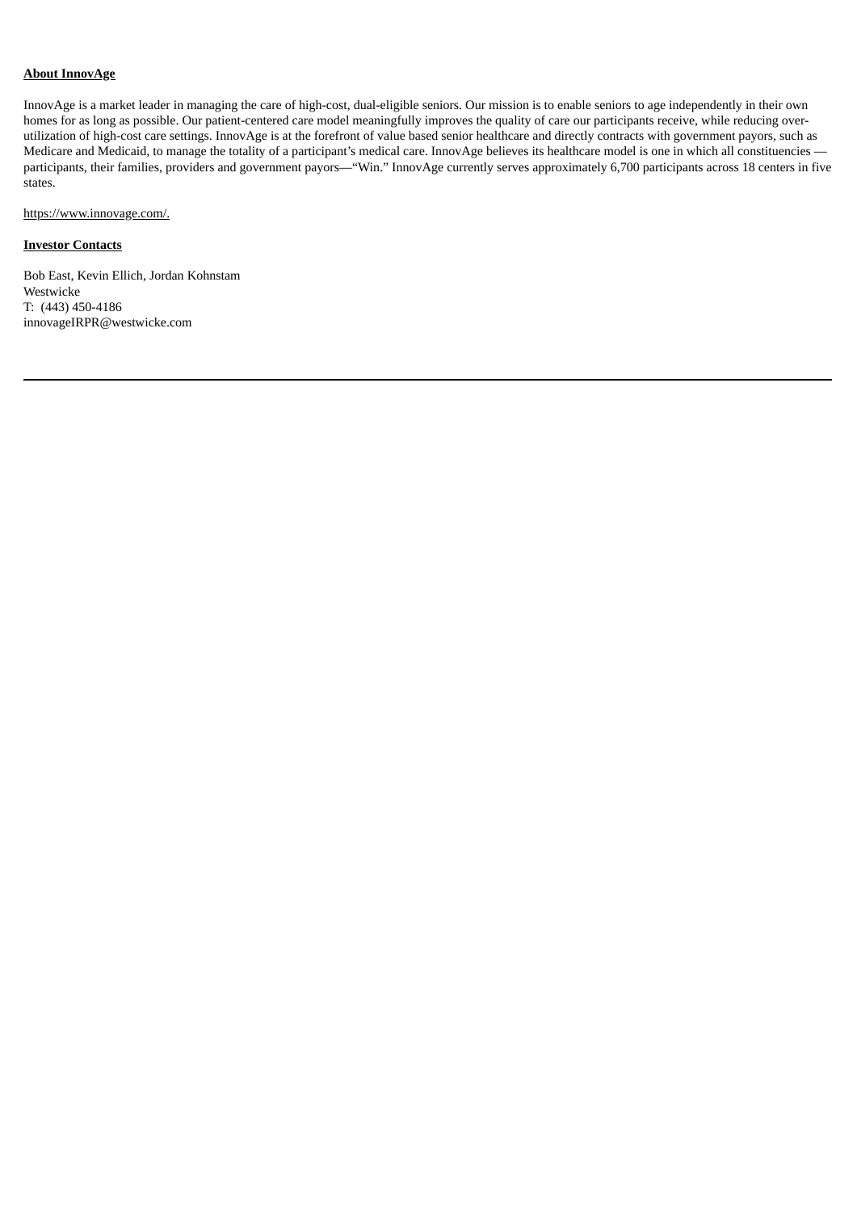**About InnovAge**

InnovAge is a market leader in managing the care of high-cost, dual-eligible seniors. Our mission is to enable seniors to age independently in their own homes for as long as possible. Our patient-centered care model meaningfully improves the quality of care our participants receive, while reducing over-utilization of high-cost care settings. InnovAge is at the forefront of value based senior healthcare and directly contracts with government payors, such as Medicare and Medicaid, to manage the totality of a participant's medical care. InnovAge believes its healthcare model is one in which all constituencies — participants, their families, providers and government payors—"Win." InnovAge currently serves approximately 6,700 participants across 18 centers in five states.

https://www.innovage.com/.

**Investor Contacts**

Bob East, Kevin Ellich, Jordan Kohnstam
Westwicke
T: (443) 450-4186
innovageIRPR@westwicke.com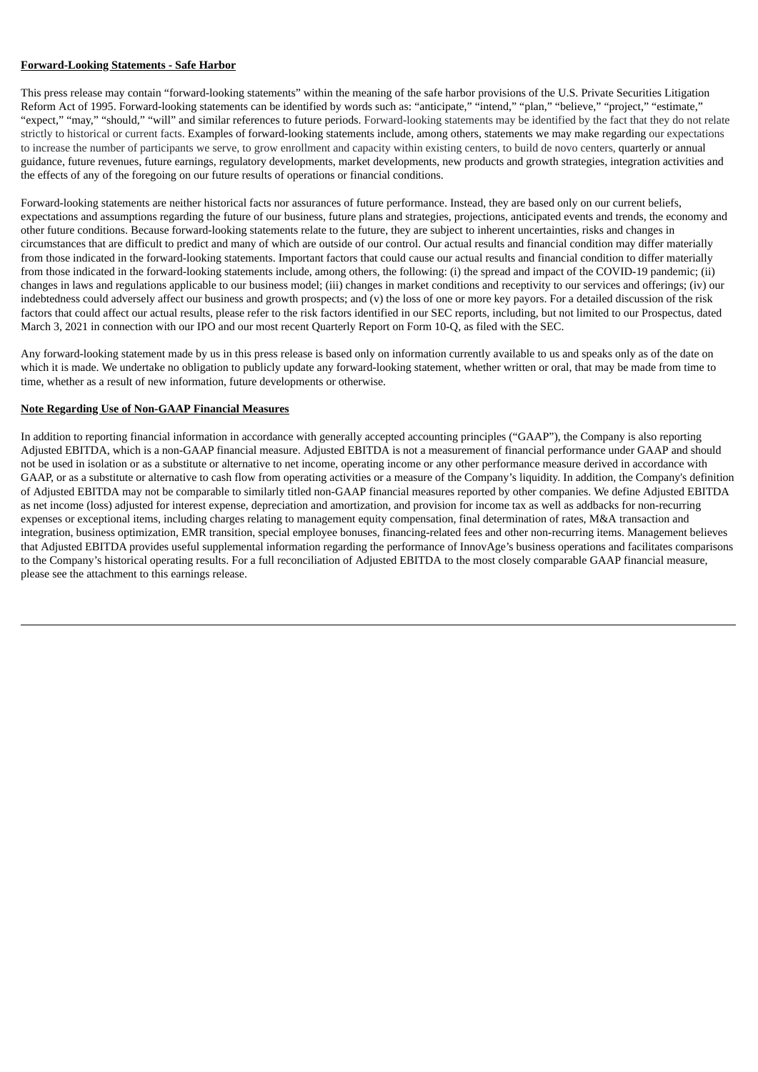**Forward-Looking Statements - Safe Harbor**

This press release may contain "forward-looking statements" within the meaning of the safe harbor provisions of the U.S. Private Securities Litigation Reform Act of 1995. Forward-looking statements can be identified by words such as: "anticipate," "intend," "plan," "believe," "project," "estimate," "expect," "may," "should," "will" and similar references to future periods. Forward-looking statements may be identified by the fact that they do not relate strictly to historical or current facts. Examples of forward-looking statements include, among others, statements we may make regarding our expectations to increase the number of participants we serve, to grow enrollment and capacity within existing centers, to build de novo centers, quarterly or annual guidance, future revenues, future earnings, regulatory developments, market developments, new products and growth strategies, integration activities and the effects of any of the foregoing on our future results of operations or financial conditions.

Forward-looking statements are neither historical facts nor assurances of future performance. Instead, they are based only on our current beliefs, expectations and assumptions regarding the future of our business, future plans and strategies, projections, anticipated events and trends, the economy and other future conditions. Because forward-looking statements relate to the future, they are subject to inherent uncertainties, risks and changes in circumstances that are difficult to predict and many of which are outside of our control. Our actual results and financial condition may differ materially from those indicated in the forward-looking statements. Important factors that could cause our actual results and financial condition to differ materially from those indicated in the forward-looking statements include, among others, the following: (i) the spread and impact of the COVID-19 pandemic; (ii) changes in laws and regulations applicable to our business model; (iii) changes in market conditions and receptivity to our services and offerings; (iv) our indebtedness could adversely affect our business and growth prospects; and (v) the loss of one or more key payors. For a detailed discussion of the risk factors that could affect our actual results, please refer to the risk factors identified in our SEC reports, including, but not limited to our Prospectus, dated March 3, 2021 in connection with our IPO and our most recent Quarterly Report on Form 10-Q, as filed with the SEC.

Any forward-looking statement made by us in this press release is based only on information currently available to us and speaks only as of the date on which it is made. We undertake no obligation to publicly update any forward-looking statement, whether written or oral, that may be made from time to time, whether as a result of new information, future developments or otherwise.

**Note Regarding Use of Non-GAAP Financial Measures**

In addition to reporting financial information in accordance with generally accepted accounting principles ("GAAP"), the Company is also reporting Adjusted EBITDA, which is a non-GAAP financial measure. Adjusted EBITDA is not a measurement of financial performance under GAAP and should not be used in isolation or as a substitute or alternative to net income, operating income or any other performance measure derived in accordance with GAAP, or as a substitute or alternative to cash flow from operating activities or a measure of the Company's liquidity. In addition, the Company's definition of Adjusted EBITDA may not be comparable to similarly titled non-GAAP financial measures reported by other companies. We define Adjusted EBITDA as net income (loss) adjusted for interest expense, depreciation and amortization, and provision for income tax as well as addbacks for non-recurring expenses or exceptional items, including charges relating to management equity compensation, final determination of rates, M&A transaction and integration, business optimization, EMR transition, special employee bonuses, financing-related fees and other non-recurring items. Management believes that Adjusted EBITDA provides useful supplemental information regarding the performance of InnovAge's business operations and facilitates comparisons to the Company's historical operating results. For a full reconciliation of Adjusted EBITDA to the most closely comparable GAAP financial measure, please see the attachment to this earnings release.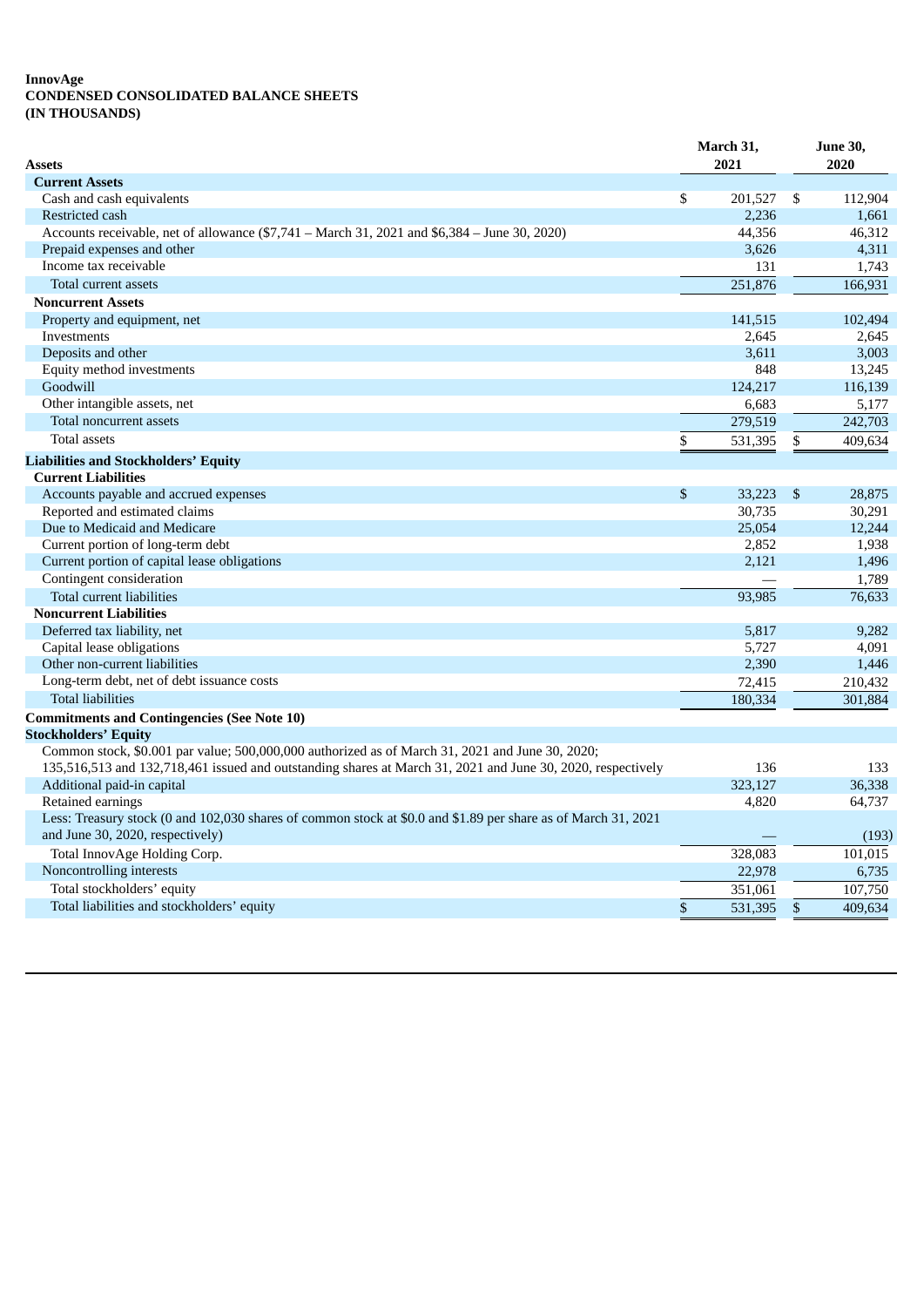**InnovAge**
**CONDENSED CONSOLIDATED BALANCE SHEETS**
**(IN THOUSANDS)**

| Assets | March 31, 2021 | June 30, 2020 |
|---|---|---|
| **Current Assets** | | |
| Cash and cash equivalents | $ 201,527 | $ 112,904 |
| Restricted cash | 2,236 | 1,661 |
| Accounts receivable, net of allowance ($7,741 – March 31, 2021 and $6,384 – June 30, 2020) | 44,356 | 46,312 |
| Prepaid expenses and other | 3,626 | 4,311 |
| Income tax receivable | 131 | 1,743 |
| Total current assets | 251,876 | 166,931 |
| **Noncurrent Assets** | | |
| Property and equipment, net | 141,515 | 102,494 |
| Investments | 2,645 | 2,645 |
| Deposits and other | 3,611 | 3,003 |
| Equity method investments | 848 | 13,245 |
| Goodwill | 124,217 | 116,139 |
| Other intangible assets, net | 6,683 | 5,177 |
| Total noncurrent assets | 279,519 | 242,703 |
| Total assets | $ 531,395 | $ 409,634 |
| **Liabilities and Stockholders' Equity** | | |
| **Current Liabilities** | | |
| Accounts payable and accrued expenses | $ 33,223 | $ 28,875 |
| Reported and estimated claims | 30,735 | 30,291 |
| Due to Medicaid and Medicare | 25,054 | 12,244 |
| Current portion of long-term debt | 2,852 | 1,938 |
| Current portion of capital lease obligations | 2,121 | 1,496 |
| Contingent consideration | — | 1,789 |
| Total current liabilities | 93,985 | 76,633 |
| **Noncurrent Liabilities** | | |
| Deferred tax liability, net | 5,817 | 9,282 |
| Capital lease obligations | 5,727 | 4,091 |
| Other non-current liabilities | 2,390 | 1,446 |
| Long-term debt, net of debt issuance costs | 72,415 | 210,432 |
| Total liabilities | 180,334 | 301,884 |
| **Commitments and Contingencies (See Note 10)** | | |
| **Stockholders' Equity** | | |
| Common stock, $0.001 par value; 500,000,000 authorized as of March 31, 2021 and June 30, 2020; 135,516,513 and 132,718,461 issued and outstanding shares at March 31, 2021 and June 30, 2020, respectively | 136 | 133 |
| Additional paid-in capital | 323,127 | 36,338 |
| Retained earnings | 4,820 | 64,737 |
| Less: Treasury stock (0 and 102,030 shares of common stock at $0.0 and $1.89 per share as of March 31, 2021 and June 30, 2020, respectively) | — | (193) |
| Total InnovAge Holding Corp. | 328,083 | 101,015 |
| Noncontrolling interests | 22,978 | 6,735 |
| Total stockholders' equity | 351,061 | 107,750 |
| Total liabilities and stockholders' equity | $ 531,395 | $ 409,634 |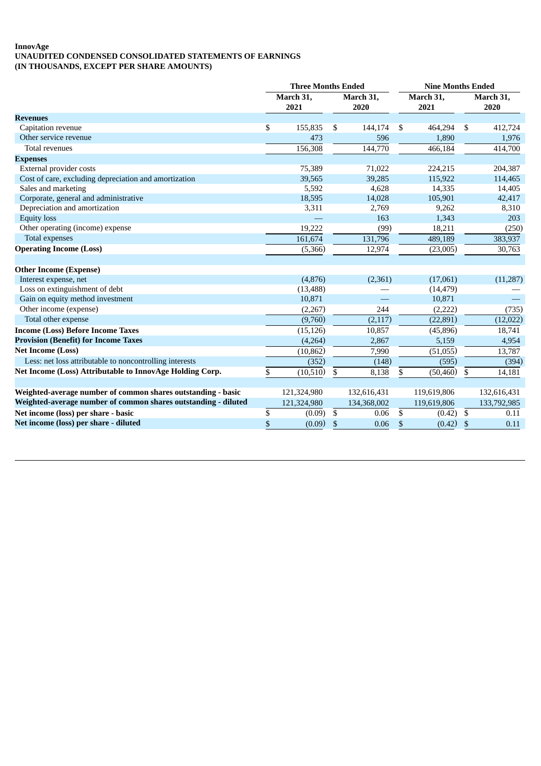**InnovAge**
**UNAUDITED CONDENSED CONSOLIDATED STATEMENTS OF EARNINGS**
**(IN THOUSANDS, EXCEPT PER SHARE AMOUNTS)**

| | Three Months Ended | | Nine Months Ended | |
|---|---|---|---|---|
| | March 31, 2021 | March 31, 2020 | March 31, 2021 | March 31, 2020 |
| **Revenues** | | | | |
| Capitation revenue | $ 155,835 | $ 144,174 | $ 464,294 | $ 412,724 |
| Other service revenue | 473 | 596 | 1,890 | 1,976 |
| Total revenues | 156,308 | 144,770 | 466,184 | 414,700 |
| **Expenses** | | | | |
| External provider costs | 75,389 | 71,022 | 224,215 | 204,387 |
| Cost of care, excluding depreciation and amortization | 39,565 | 39,285 | 115,922 | 114,465 |
| Sales and marketing | 5,592 | 4,628 | 14,335 | 14,405 |
| Corporate, general and administrative | 18,595 | 14,028 | 105,901 | 42,417 |
| Depreciation and amortization | 3,311 | 2,769 | 9,262 | 8,310 |
| Equity loss | — | 163 | 1,343 | 203 |
| Other operating (income) expense | 19,222 | (99) | 18,211 | (250) |
| Total expenses | 161,674 | 131,796 | 489,189 | 383,937 |
| **Operating Income (Loss)** | (5,366) | 12,974 | (23,005) | 30,763 |
| | | | | |
| **Other Income (Expense)** | | | | |
| Interest expense, net | (4,876) | (2,361) | (17,061) | (11,287) |
| Loss on extinguishment of debt | (13,488) | — | (14,479) | — |
| Gain on equity method investment | 10,871 | — | 10,871 | — |
| Other income (expense) | (2,267) | 244 | (2,222) | (735) |
| Total other expense | (9,760) | (2,117) | (22,891) | (12,022) |
| **Income (Loss) Before Income Taxes** | (15,126) | 10,857 | (45,896) | 18,741 |
| **Provision (Benefit) for Income Taxes** | (4,264) | 2,867 | 5,159 | 4,954 |
| **Net Income (Loss)** | (10,862) | 7,990 | (51,055) | 13,787 |
| Less: net loss attributable to noncontrolling interests | (352) | (148) | (595) | (394) |
| **Net Income (Loss) Attributable to InnovAge Holding Corp.** | $ (10,510) | $ 8,138 | $ (50,460) | $ 14,181 |
| | | | | |
| **Weighted-average number of common shares outstanding - basic** | 121,324,980 | 132,616,431 | 119,619,806 | 132,616,431 |
| **Weighted-average number of common shares outstanding - diluted** | 121,324,980 | 134,368,002 | 119,619,806 | 133,792,985 |
| **Net income (loss) per share - basic** | $ (0.09) | $ 0.06 | $ (0.42) | $ 0.11 |
| **Net income (loss) per share - diluted** | $ (0.09) | $ 0.06 | $ (0.42) | $ 0.11 |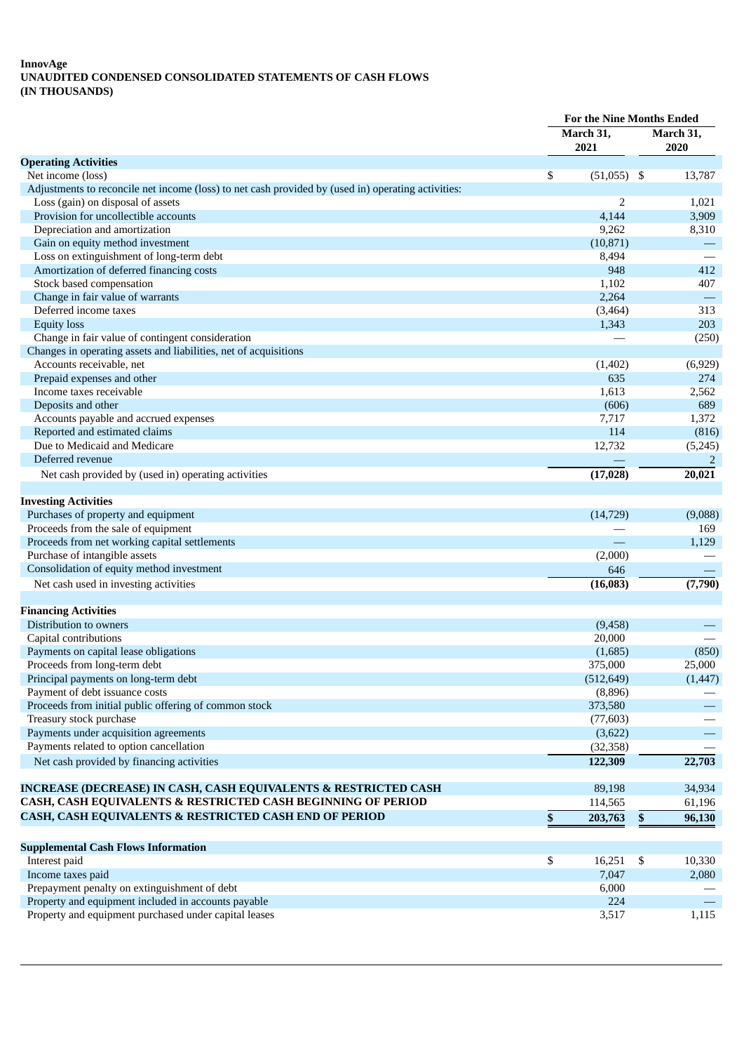**InnovAge**
**UNAUDITED CONDENSED CONSOLIDATED STATEMENTS OF CASH FLOWS**
**(IN THOUSANDS)**

| | For the Nine Months Ended | |
|---|---|---|
| | March 31, 2021 | March 31, 2020 |
| **Operating Activities** | | |
| Net income (loss) | $ (51,055) | $ 13,787 |
| Adjustments to reconcile net income (loss) to net cash provided by (used in) operating activities: | | |
| Loss (gain) on disposal of assets | 2 | 1,021 |
| Provision for uncollectible accounts | 4,144 | 3,909 |
| Depreciation and amortization | 9,262 | 8,310 |
| Gain on equity method investment | (10,871) | — |
| Loss on extinguishment of long-term debt | 8,494 | — |
| Amortization of deferred financing costs | 948 | 412 |
| Stock based compensation | 1,102 | 407 |
| Change in fair value of warrants | 2,264 | — |
| Deferred income taxes | (3,464) | 313 |
| Equity loss | 1,343 | 203 |
| Change in fair value of contingent consideration | — | (250) |
| Changes in operating assets and liabilities, net of acquisitions | | |
| Accounts receivable, net | (1,402) | (6,929) |
| Prepaid expenses and other | 635 | 274 |
| Income taxes receivable | 1,613 | 2,562 |
| Deposits and other | (606) | 689 |
| Accounts payable and accrued expenses | 7,717 | 1,372 |
| Reported and estimated claims | 114 | (816) |
| Due to Medicaid and Medicare | 12,732 | (5,245) |
| Deferred revenue | — | 2 |
| Net cash provided by (used in) operating activities | **(17,028)** | **20,021** |
| **Investing Activities** | | |
| Purchases of property and equipment | (14,729) | (9,088) |
| Proceeds from the sale of equipment | — | 169 |
| Proceeds from net working capital settlements | — | 1,129 |
| Purchase of intangible assets | (2,000) | — |
| Consolidation of equity method investment | 646 | — |
| Net cash used in investing activities | **(16,083)** | **(7,790)** |
| **Financing Activities** | | |
| Distribution to owners | (9,458) | — |
| Capital contributions | 20,000 | — |
| Payments on capital lease obligations | (1,685) | (850) |
| Proceeds from long-term debt | 375,000 | 25,000 |
| Principal payments on long-term debt | (512,649) | (1,447) |
| Payment of debt issuance costs | (8,896) | — |
| Proceeds from initial public offering of common stock | 373,580 | — |
| Treasury stock purchase | (77,603) | — |
| Payments under acquisition agreements | (3,622) | — |
| Payments related to option cancellation | (32,358) | — |
| Net cash provided by financing activities | **122,309** | **22,703** |
| **INCREASE (DECREASE) IN CASH, CASH EQUIVALENTS & RESTRICTED CASH** | 89,198 | 34,934 |
| **CASH, CASH EQUIVALENTS & RESTRICTED CASH BEGINNING OF PERIOD** | 114,565 | 61,196 |
| **CASH, CASH EQUIVALENTS & RESTRICTED CASH END OF PERIOD** | **$ 203,763** | **$ 96,130** |
| **Supplemental Cash Flows Information** | | |
| Interest paid | $ 16,251 | $ 10,330 |
| Income taxes paid | 7,047 | 2,080 |
| Prepayment penalty on extinguishment of debt | 6,000 | — |
| Property and equipment included in accounts payable | 224 | — |
| Property and equipment purchased under capital leases | 3,517 | 1,115 |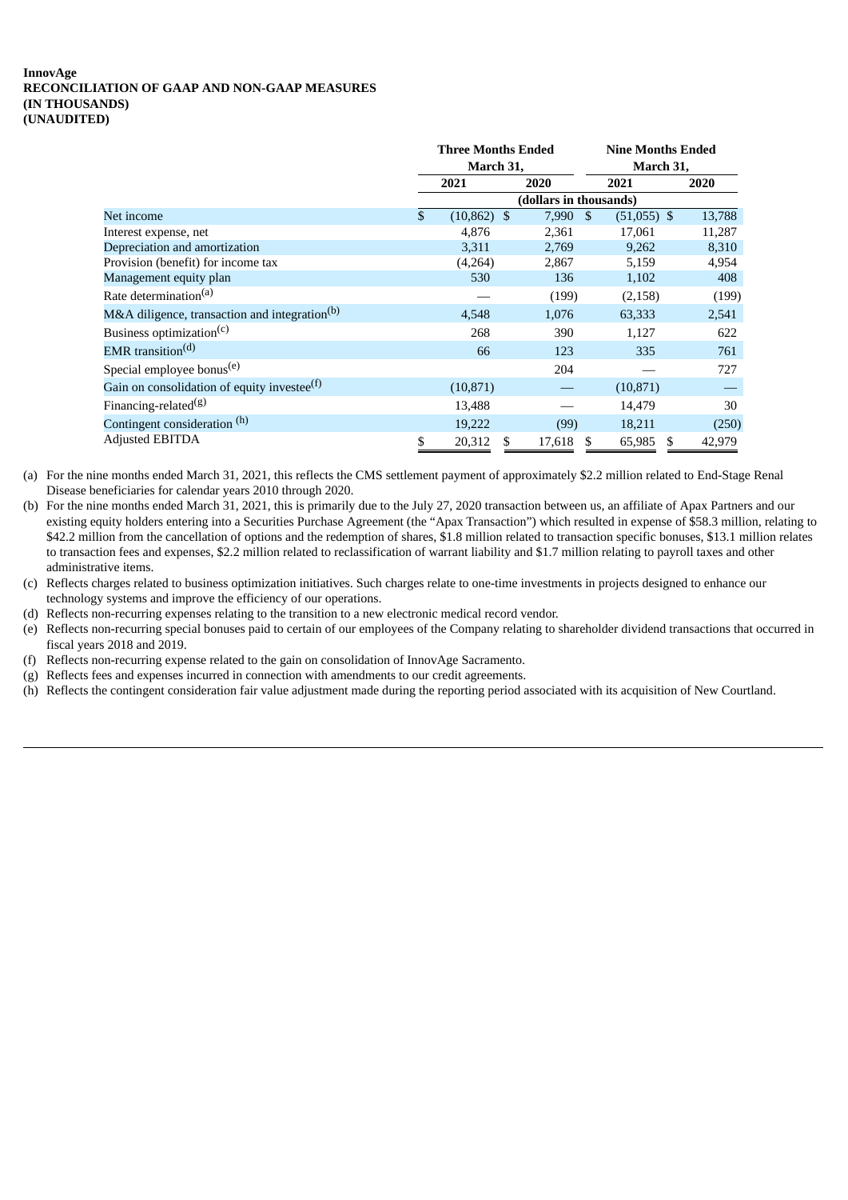**InnovAge**
**RECONCILIATION OF GAAP AND NON-GAAP MEASURES**
**(IN THOUSANDS)**
**(UNAUDITED)**

| | Three Months Ended March 31, | | Nine Months Ended March 31, | |
|---|---|---|---|---|
| | 2021 | 2020 | 2021 | 2020 |
| | (dollars in thousands) | | | |
| Net income | $ (10,862) | $ 7,990 | $ (51,055) | $ 13,788 |
| Interest expense, net | 4,876 | 2,361 | 17,061 | 11,287 |
| Depreciation and amortization | 3,311 | 2,769 | 9,262 | 8,310 |
| Provision (benefit) for income tax | (4,264) | 2,867 | 5,159 | 4,954 |
| Management equity plan | 530 | 136 | 1,102 | 408 |
| Rate determination[(a)] | — | (199) | (2,158) | (199) |
| M&A diligence, transaction and integration[(b)] | 4,548 | 1,076 | 63,333 | 2,541 |
| Business optimization[(c)] | 268 | 390 | 1,127 | 622 |
| EMR transition[(d)] | 66 | 123 | 335 | 761 |
| Special employee bonus[(e)] | | 204 | — | 727 |
| Gain on consolidation of equity investee[(f)] | (10,871) | — | (10,871) | — |
| Financing-related[(g)] | 13,488 | — | 14,479 | 30 |
| Contingent consideration [(h)] | 19,222 | (99) | 18,211 | (250) |
| Adjusted EBITDA | $ 20,312 | $ 17,618 | $ 65,985 | $ 42,979 |

(a) For the nine months ended March 31, 2021, this reflects the CMS settlement payment of approximately $2.2 million related to End-Stage Renal Disease beneficiaries for calendar years 2010 through 2020.

(b) For the nine months ended March 31, 2021, this is primarily due to the July 27, 2020 transaction between us, an affiliate of Apax Partners and our existing equity holders entering into a Securities Purchase Agreement (the "Apax Transaction") which resulted in expense of $58.3 million, relating to $42.2 million from the cancellation of options and the redemption of shares, $1.8 million related to transaction specific bonuses, $13.1 million relates to transaction fees and expenses, $2.2 million related to reclassification of warrant liability and $1.7 million relating to payroll taxes and other administrative items.

(c) Reflects charges related to business optimization initiatives. Such charges relate to one-time investments in projects designed to enhance our technology systems and improve the efficiency of our operations.

(d) Reflects non-recurring expenses relating to the transition to a new electronic medical record vendor.

(e) Reflects non-recurring special bonuses paid to certain of our employees of the Company relating to shareholder dividend transactions that occurred in fiscal years 2018 and 2019.

(f) Reflects non-recurring expense related to the gain on consolidation of InnovAge Sacramento.

(g) Reflects fees and expenses incurred in connection with amendments to our credit agreements.

(h) Reflects the contingent consideration fair value adjustment made during the reporting period associated with its acquisition of New Courtland.